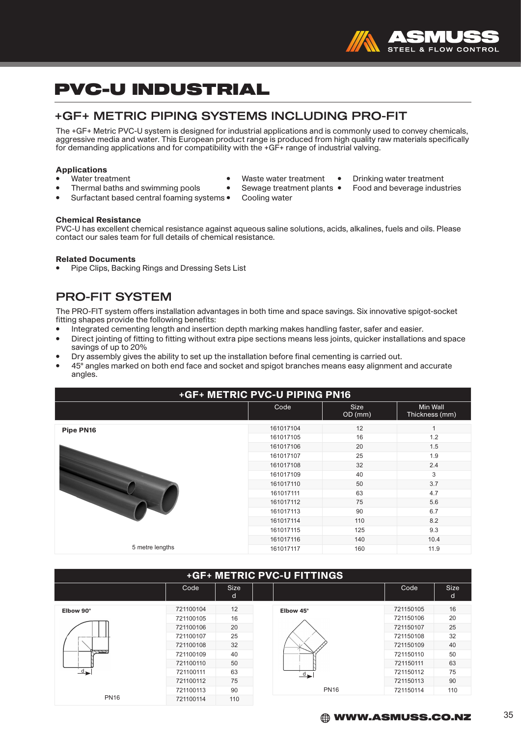# PVC-U INDUSTRIAL

## +GF+ METRIC PIPING SYSTEMS INCLUDING PRO-FIT

The +GF+ Metric PVC-U system is designed for industrial applications and is commonly used to convey chemicals, aggressive media and water. This European product range is produced from high quality raw materials specifically for demanding applications and for compatibility with the +GF+ range of industrial valving.

**Applications**

- Water treatment
- Thermal baths and swimming pools
- Surfactant based central foaming systems
- Waste water treatment
- Sewage treatment plants
- Cooling water
- Drinking water treatment
- Food and beverage industries

**Chemical Resistance**

PVC-U has excellent chemical resistance against aqueous saline solutions, acids, alkalines, fuels and oils. Please contact our sales team for full details of chemical resistance.

**Related Documents**

- Pipe Clips, Backing Rings and Dressing Sets List

## PRO-FIT SYSTEM

The PRO-FIT system offers installation advantages in both time and space savings. Six innovative spigot-socket fitting shapes provide the following benefits:

- Integrated cementing length and insertion depth marking makes handling faster, safer and easier.
- Direct jointing of fitting to fitting without extra pipe sections means less joints, quicker installations and space savings of up to 20%
- Dry assembly gives the ability to set up the installation before final cementing is carried out.
- 45° angles marked on both end face and socket and spigot branches means easy alignment and accurate angles.

### +GF+ METRIC PVC-U PIPING PN16

| | Code | Size OD (mm) | Min Wall Thickness (mm) |
|---|---|---|---|
| **Pipe PN16** (5 metre lengths) | 161017104 | 12 | 1 |
| | 161017105 | 16 | 1.2 |
| | 161017106 | 20 | 1.5 |
| | 161017107 | 25 | 1.9 |
| | 161017108 | 32 | 2.4 |
| | 161017109 | 40 | 3 |
| | 161017110 | 50 | 3.7 |
| | 161017111 | 63 | 4.7 |
| | 161017112 | 75 | 5.6 |
| | 161017113 | 90 | 6.7 |
| | 161017114 | 110 | 8.2 |
| | 161017115 | 125 | 9.3 |
| | 161017116 | 140 | 10.4 |
| | 161017117 | 160 | 11.9 |

### +GF+ METRIC PVC-U FITTINGS

| | Code | Size d |
|---|---|---|
| **Elbow 90°** (PN16) | 721100104 | 12 |
| | 721100105 | 16 |
| | 721100106 | 20 |
| | 721100107 | 25 |
| | 721100108 | 32 |
| | 721100109 | 40 |
| | 721100110 | 50 |
| | 721100111 | 63 |
| | 721100112 | 75 |
| | 721100113 | 90 |
| | 721100114 | 110 |

| | Code | Size d |
|---|---|---|
| **Elbow 45°** (PN16) | 721150105 | 16 |
| | 721150106 | 20 |
| | 721150107 | 25 |
| | 721150108 | 32 |
| | 721150109 | 40 |
| | 721150110 | 50 |
| | 721150111 | 63 |
| | 721150112 | 75 |
| | 721150113 | 90 |
| | 721150114 | 110 |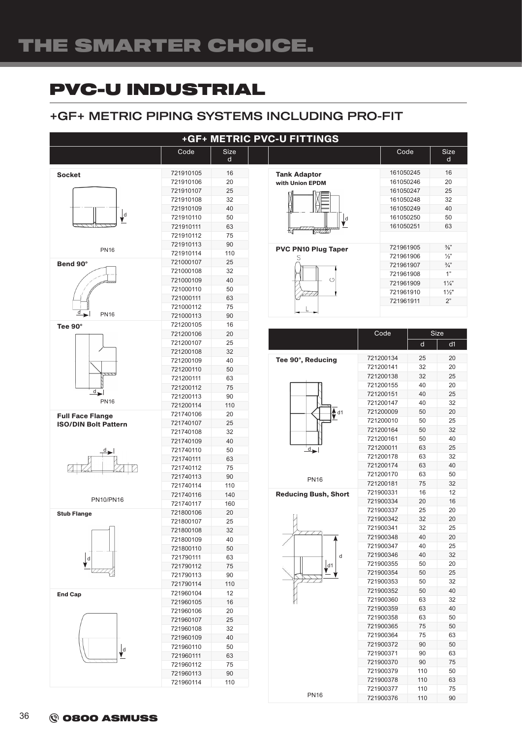# PVC-U INDUSTRIAL

## +GF+ METRIC PIPING SYSTEMS INCLUDING PRO-FIT

### +GF+ METRIC PVC-U FITTINGS

| | Code | Size d |
|---|---|---|
| **Socket** (PN16) | 721910105 | 16 |
| | 721910106 | 20 |
| | 721910107 | 25 |
| | 721910108 | 32 |
| | 721910109 | 40 |
| | 721910110 | 50 |
| | 721910111 | 63 |
| | 721910112 | 75 |
| | 721910113 | 90 |
| | 721910114 | 110 |
| **Bend 90°** (PN16) | 721000107 | 25 |
| | 721000108 | 32 |
| | 721000109 | 40 |
| | 721000110 | 50 |
| | 721000111 | 63 |
| | 721000112 | 75 |
| | 721000113 | 90 |
| **Tee 90°** (PN16) | 721200105 | 16 |
| | 721200106 | 20 |
| | 721200107 | 25 |
| | 721200108 | 32 |
| | 721200109 | 40 |
| | 721200110 | 50 |
| | 721200111 | 63 |
| | 721200112 | 75 |
| | 721200113 | 90 |
| | 721200114 | 110 |
| **Full Face Flange ISO/DIN Bolt Pattern** (PN10/PN16) | 721740106 | 20 |
| | 721740107 | 25 |
| | 721740108 | 32 |
| | 721740109 | 40 |
| | 721740110 | 50 |
| | 721740111 | 63 |
| | 721740112 | 75 |
| | 721740113 | 90 |
| | 721740114 | 110 |
| | 721740116 | 140 |
| | 721740117 | 160 |
| **Stub Flange** | 721800106 | 20 |
| | 721800107 | 25 |
| | 721800108 | 32 |
| | 721800109 | 40 |
| | 721800110 | 50 |
| | 721790111 | 63 |
| | 721790112 | 75 |
| | 721790113 | 90 |
| | 721790114 | 110 |
| **End Cap** | 721960104 | 12 |
| | 721960105 | 16 |
| | 721960106 | 20 |
| | 721960107 | 25 |
| | 721960108 | 32 |
| | 721960109 | 40 |
| | 721960110 | 50 |
| | 721960111 | 63 |
| | 721960112 | 75 |
| | 721960113 | 90 |
| | 721960114 | 110 |

| | Code | Size d |
|---|---|---|
| **Tank Adaptor with Union EPDM** | 161050245 | 16 |
| | 161050246 | 20 |
| | 161050247 | 25 |
| | 161050248 | 32 |
| | 161050249 | 40 |
| | 161050250 | 50 |
| | 161050251 | 63 |
| **PVC PN10 Plug Taper** | 721961905 | ⅜" |
| | 721961906 | ½" |
| | 721961907 | ¾" |
| | 721961908 | 1" |
| | 721961909 | 1¼" |
| | 721961910 | 1½" |
| | 721961911 | 2" |

| | Code | Size d | Size d1 |
|---|---|---|---|
| **Tee 90°, Reducing** (PN16) | 721200134 | 25 | 20 |
| | 721200141 | 32 | 20 |
| | 721200138 | 32 | 25 |
| | 721200155 | 40 | 20 |
| | 721200151 | 40 | 25 |
| | 721200147 | 40 | 32 |
| | 721200009 | 50 | 20 |
| | 721200010 | 50 | 25 |
| | 721200164 | 50 | 32 |
| | 721200161 | 50 | 40 |
| | 721200011 | 63 | 25 |
| | 721200178 | 63 | 32 |
| | 721200174 | 63 | 40 |
| | 721200170 | 63 | 50 |
| | 721200181 | 75 | 32 |
| **Reducing Bush, Short** (PN16) | 721900331 | 16 | 12 |
| | 721900334 | 20 | 16 |
| | 721900337 | 25 | 20 |
| | 721900342 | 32 | 20 |
| | 721900341 | 32 | 25 |
| | 721900348 | 40 | 20 |
| | 721900347 | 40 | 25 |
| | 721900346 | 40 | 32 |
| | 721900355 | 50 | 20 |
| | 721900354 | 50 | 25 |
| | 721900353 | 50 | 32 |
| | 721900352 | 50 | 40 |
| | 721900360 | 63 | 32 |
| | 721900359 | 63 | 40 |
| | 721900358 | 63 | 50 |
| | 721900365 | 75 | 50 |
| | 721900364 | 75 | 63 |
| | 721900372 | 90 | 50 |
| | 721900371 | 90 | 63 |
| | 721900370 | 90 | 75 |
| | 721900379 | 110 | 50 |
| | 721900378 | 110 | 63 |
| | 721900377 | 110 | 75 |
| | 721900376 | 110 | 90 |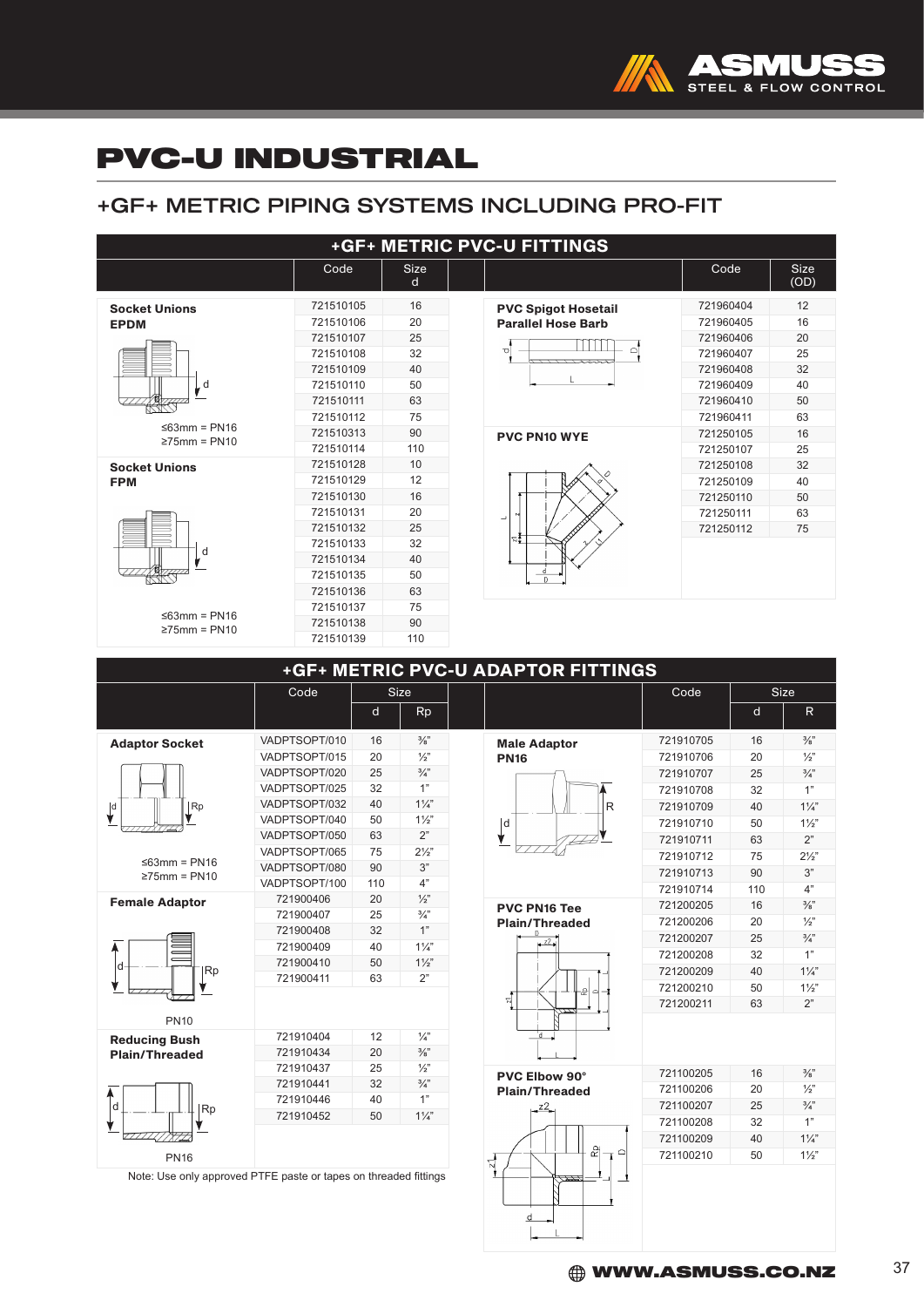# PVC-U INDUSTRIAL

## +GF+ METRIC PIPING SYSTEMS INCLUDING PRO-FIT

### +GF+ METRIC PVC-U FITTINGS

| | Code | Size d |
|---|---|---|
| **Socket Unions EPDM** | 721510105 | 16 |
| | 721510106 | 20 |
| | 721510107 | 25 |
| | 721510108 | 32 |
| | 721510109 | 40 |
| | 721510110 | 50 |
| | 721510111 | 63 |
| ≤63mm = PN16 | 721510112 | 75 |
| ≥75mm = PN10 | 721510313 | 90 |
| | 721510114 | 110 |
| **Socket Unions FPM** | 721510128 | 10 |
| | 721510129 | 12 |
| | 721510130 | 16 |
| | 721510131 | 20 |
| | 721510132 | 25 |
| | 721510133 | 32 |
| | 721510134 | 40 |
| | 721510135 | 50 |
| | 721510136 | 63 |
| ≤63mm = PN16 | 721510137 | 75 |
| ≥75mm = PN10 | 721510138 | 90 |
| | 721510139 | 110 |

| | Code | Size (OD) |
|---|---|---|
| **PVC Spigot Hosetail Parallel Hose Barb** | 721960404 | 12 |
| | 721960405 | 16 |
| | 721960406 | 20 |
| | 721960407 | 25 |
| | 721960408 | 32 |
| | 721960409 | 40 |
| | 721960410 | 50 |
| | 721960411 | 63 |
| **PVC PN10 WYE** | 721250105 | 16 |
| | 721250107 | 25 |
| | 721250108 | 32 |
| | 721250109 | 40 |
| | 721250110 | 50 |
| | 721250111 | 63 |
| | 721250112 | 75 |

### +GF+ METRIC PVC-U ADAPTOR FITTINGS

| | Code | Size d | Size Rp |
|---|---|---|---|
| **Adaptor Socket** | VADPTSOPT/010 | 16 | ⅜" |
| | VADPTSOPT/015 | 20 | ½" |
| | VADPTSOPT/020 | 25 | ¾" |
| | VADPTSOPT/025 | 32 | 1" |
| | VADPTSOPT/032 | 40 | 1¼" |
| | VADPTSOPT/040 | 50 | 1½" |
| | VADPTSOPT/050 | 63 | 2" |
| ≤63mm = PN16 | VADPTSOPT/065 | 75 | 2½" |
| ≥75mm = PN10 | VADPTSOPT/080 | 90 | 3" |
| | VADPTSOPT/100 | 110 | 4" |
| **Female Adaptor** (PN10) | 721900406 | 20 | ½" |
| | 721900407 | 25 | ¾" |
| | 721900408 | 32 | 1" |
| | 721900409 | 40 | 1¼" |
| | 721900410 | 50 | 1½" |
| | 721900411 | 63 | 2" |
| **Reducing Bush Plain/Threaded** (PN16) | 721910404 | 12 | ¼" |
| | 721910434 | 20 | ⅜" |
| | 721910437 | 25 | ½" |
| | 721910441 | 32 | ¾" |
| | 721910446 | 40 | 1" |
| | 721910452 | 50 | 1¼" |

Note: Use only approved PTFE paste or tapes on threaded fittings

| | Code | Size d | Size R |
|---|---|---|---|
| **Male Adaptor PN16** | 721910705 | 16 | ⅜" |
| | 721910706 | 20 | ½" |
| | 721910707 | 25 | ¾" |
| | 721910708 | 32 | 1" |
| | 721910709 | 40 | 1¼" |
| | 721910710 | 50 | 1½" |
| | 721910711 | 63 | 2" |
| | 721910712 | 75 | 2½" |
| | 721910713 | 90 | 3" |
| | 721910714 | 110 | 4" |
| **PVC PN16 Tee Plain/Threaded** | 721200205 | 16 | ⅜" |
| | 721200206 | 20 | ½" |
| | 721200207 | 25 | ¾" |
| | 721200208 | 32 | 1" |
| | 721200209 | 40 | 1¼" |
| | 721200210 | 50 | 1½" |
| | 721200211 | 63 | 2" |
| **PVC Elbow 90° Plain/Threaded** | 721100205 | 16 | ⅜" |
| | 721100206 | 20 | ½" |
| | 721100207 | 25 | ¾" |
| | 721100208 | 32 | 1" |
| | 721100209 | 40 | 1¼" |
| | 721100210 | 50 | 1½" |

WWW.ASMUSS.CO.NZ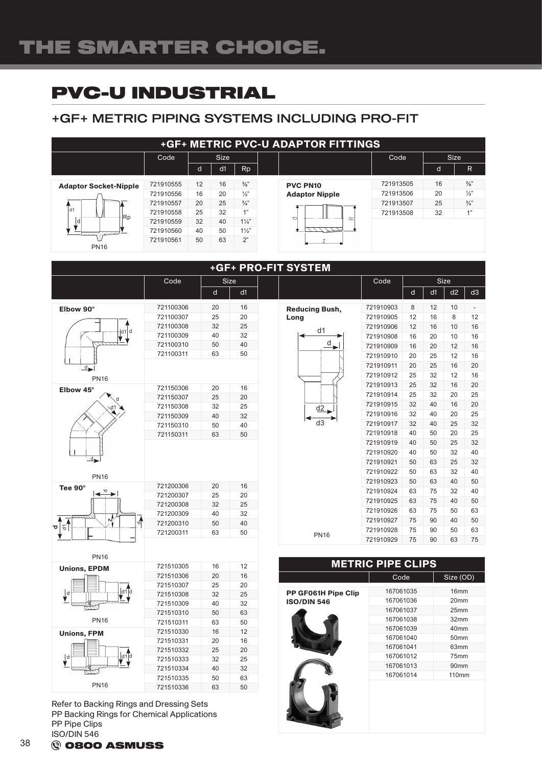# THE SMARTER CHOICE.

# PVC-U INDUSTRIAL

## +GF+ METRIC PIPING SYSTEMS INCLUDING PRO-FIT

### +GF+ METRIC PVC-U ADAPTOR FITTINGS

| | Code | Size | | |
|---|---|---|---|---|
| | | d | d1 | Rp |
| **Adaptor Socket-Nipple** PN16 | 721910555 | 12 | 16 | ⅜" |
| | 721910556 | 16 | 20 | ½" |
| | 721910557 | 20 | 25 | ¾" |
| | 721910558 | 25 | 32 | 1" |
| | 721910559 | 32 | 40 | 1¼" |
| | 721910560 | 40 | 50 | 1½" |
| | 721910561 | 50 | 63 | 2" |

| | Code | Size | |
|---|---|---|---|
| | | d | R |
| **PVC PN10 Adaptor Nipple** | 721913505 | 16 | ⅜" |
| | 721913506 | 20 | ½" |
| | 721913507 | 25 | ¾" |
| | 721913508 | 32 | 1" |

### +GF+ PRO-FIT SYSTEM

| | Code | Size | |
|---|---|---|---|
| | | d | d1 |
| **Elbow 90°** PN16 | 721100306 | 20 | 16 |
| | 721100307 | 25 | 20 |
| | 721100308 | 32 | 25 |
| | 721100309 | 40 | 32 |
| | 721100310 | 50 | 40 |
| | 721100311 | 63 | 50 |
| **Elbow 45°** PN16 | 721150306 | 20 | 16 |
| | 721150307 | 25 | 20 |
| | 721150308 | 32 | 25 |
| | 721150309 | 40 | 32 |
| | 721150310 | 50 | 40 |
| | 721150311 | 63 | 50 |
| **Tee 90°** PN16 | 721200306 | 20 | 16 |
| | 721200307 | 25 | 20 |
| | 721200308 | 32 | 25 |
| | 721200309 | 40 | 32 |
| | 721200310 | 50 | 40 |
| | 721200311 | 63 | 50 |
| **Unions, EPDM** PN16 | 721510305 | 16 | 12 |
| | 721510306 | 20 | 16 |
| | 721510307 | 25 | 20 |
| | 721510308 | 32 | 25 |
| | 721510309 | 40 | 32 |
| | 721510310 | 50 | 63 |
| | 721510311 | 63 | 50 |
| **Unions, FPM** PN16 | 721510330 | 16 | 12 |
| | 721510331 | 20 | 16 |
| | 721510332 | 25 | 20 |
| | 721510333 | 32 | 25 |
| | 721510334 | 40 | 32 |
| | 721510335 | 50 | 63 |
| | 721510336 | 63 | 50 |

| | Code | Size | | | |
|---|---|---|---|---|---|
| | | d | d1 | d2 | d3 |
| **Reducing Bush, Long** PN16 | 721910903 | 8 | 12 | 10 | - |
| | 721910905 | 12 | 16 | 8 | 12 |
| | 721910906 | 12 | 16 | 10 | 16 |
| | 721910908 | 16 | 20 | 10 | 16 |
| | 721910909 | 16 | 20 | 12 | 16 |
| | 721910910 | 20 | 25 | 12 | 16 |
| | 721910911 | 20 | 25 | 16 | 20 |
| | 721910912 | 25 | 32 | 12 | 16 |
| | 721910913 | 25 | 32 | 16 | 20 |
| | 721910914 | 25 | 32 | 20 | 25 |
| | 721910915 | 32 | 40 | 16 | 20 |
| | 721910916 | 32 | 40 | 20 | 25 |
| | 721910917 | 32 | 40 | 25 | 32 |
| | 721910918 | 40 | 50 | 20 | 25 |
| | 721910919 | 40 | 50 | 25 | 32 |
| | 721910920 | 40 | 50 | 32 | 40 |
| | 721910921 | 50 | 63 | 25 | 32 |
| | 721910922 | 50 | 63 | 32 | 40 |
| | 721910923 | 50 | 63 | 40 | 50 |
| | 721910924 | 63 | 75 | 32 | 40 |
| | 721910925 | 63 | 75 | 40 | 50 |
| | 721910926 | 63 | 75 | 50 | 63 |
| | 721910927 | 75 | 90 | 40 | 50 |
| | 721910928 | 75 | 90 | 50 | 63 |
| | 721910929 | 75 | 90 | 63 | 75 |

### METRIC PIPE CLIPS

| | Code | Size (OD) |
|---|---|---|
| **PP GF061H Pipe Clip ISO/DIN 546** | 167061035 | 16mm |
| | 167061036 | 20mm |
| | 167061037 | 25mm |
| | 167061038 | 32mm |
| | 167061039 | 40mm |
| | 167061040 | 50mm |
| | 167061041 | 63mm |
| | 167061012 | 75mm |
| | 167061013 | 90mm |
| | 167061014 | 110mm |

Refer to Backing Rings and Dressing Sets
PP Backing Rings for Chemical Applications
PP Pipe Clips
ISO/DIN 546

0800 ASMUSS